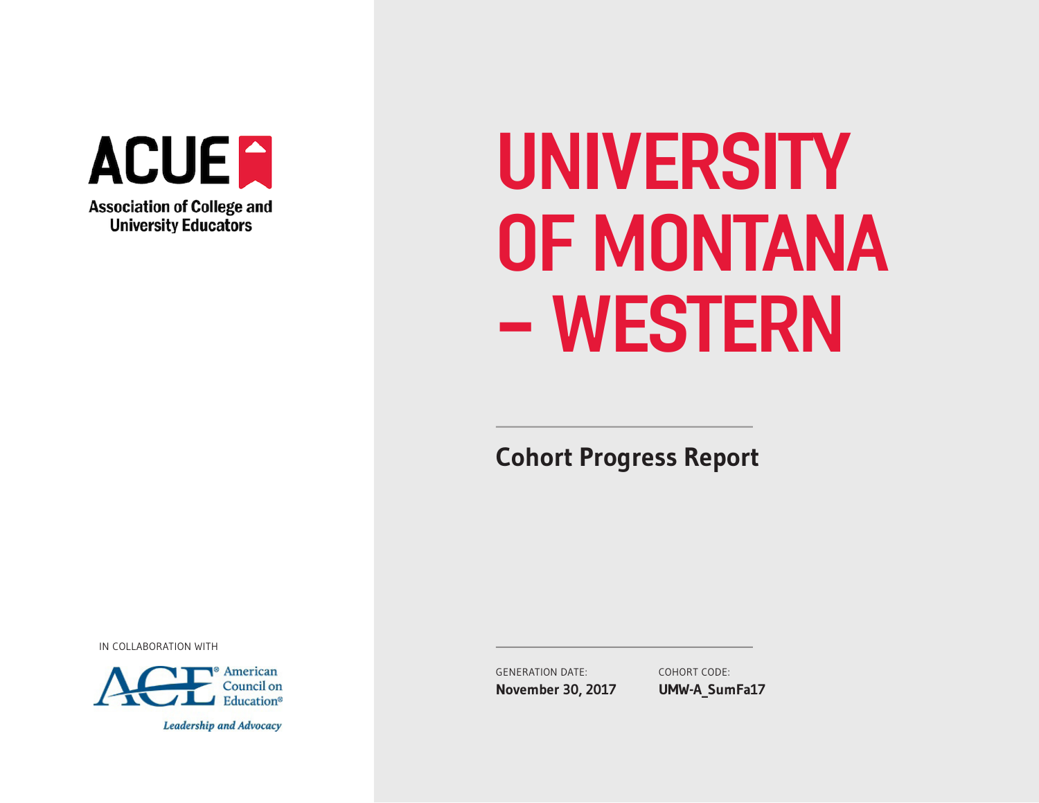ACUE

Association of College and University Educators

# UNIVERSITY OF MONTANA – WESTERN

## Cohort Progress Report

IN COLLABORATION WITH

ACE American Council on Education®

*Leadership and Advocacy*

GENERATION DATE:
**November 30, 2017**

COHORT CODE:
**UMW-A_SumFa17**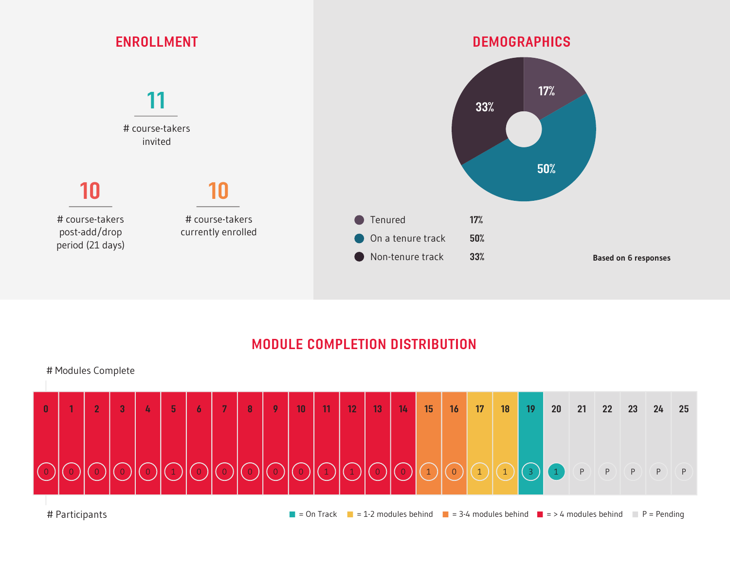## ENROLLMENT

**11**
# course-takers invited

**10**
# course-takers post-add/drop period (21 days)

**10**
# course-takers currently enrolled

## DEMOGRAPHICS

| | |
|---|---|
| Tenured | 17% |
| On a tenure track | 50% |
| Non-tenure track | 33% |

**Based on 6 responses**

## MODULE COMPLETION DISTRIBUTION

| # Modules Complete | 0 | 1 | 2 | 3 | 4 | 5 | 6 | 7 | 8 | 9 | 10 | 11 | 12 | 13 | 14 | 15 | 16 | 17 | 18 | 19 | 20 | 21 | 22 | 23 | 24 | 25 |
|---|---|---|---|---|---|---|---|---|---|---|---|---|---|---|---|---|---|---|---|---|---|---|---|---|---|---|
| # Participants | 0 | 0 | 0 | 0 | 0 | 1 | 0 | 0 | 0 | 0 | 0 | 1 | 1 | 0 | 0 | 1 | 0 | 1 | 1 | 3 | 1 | P | P | P | P | P |

= On Track = 1-2 modules behind = 3-4 modules behind = > 4 modules behind P = Pending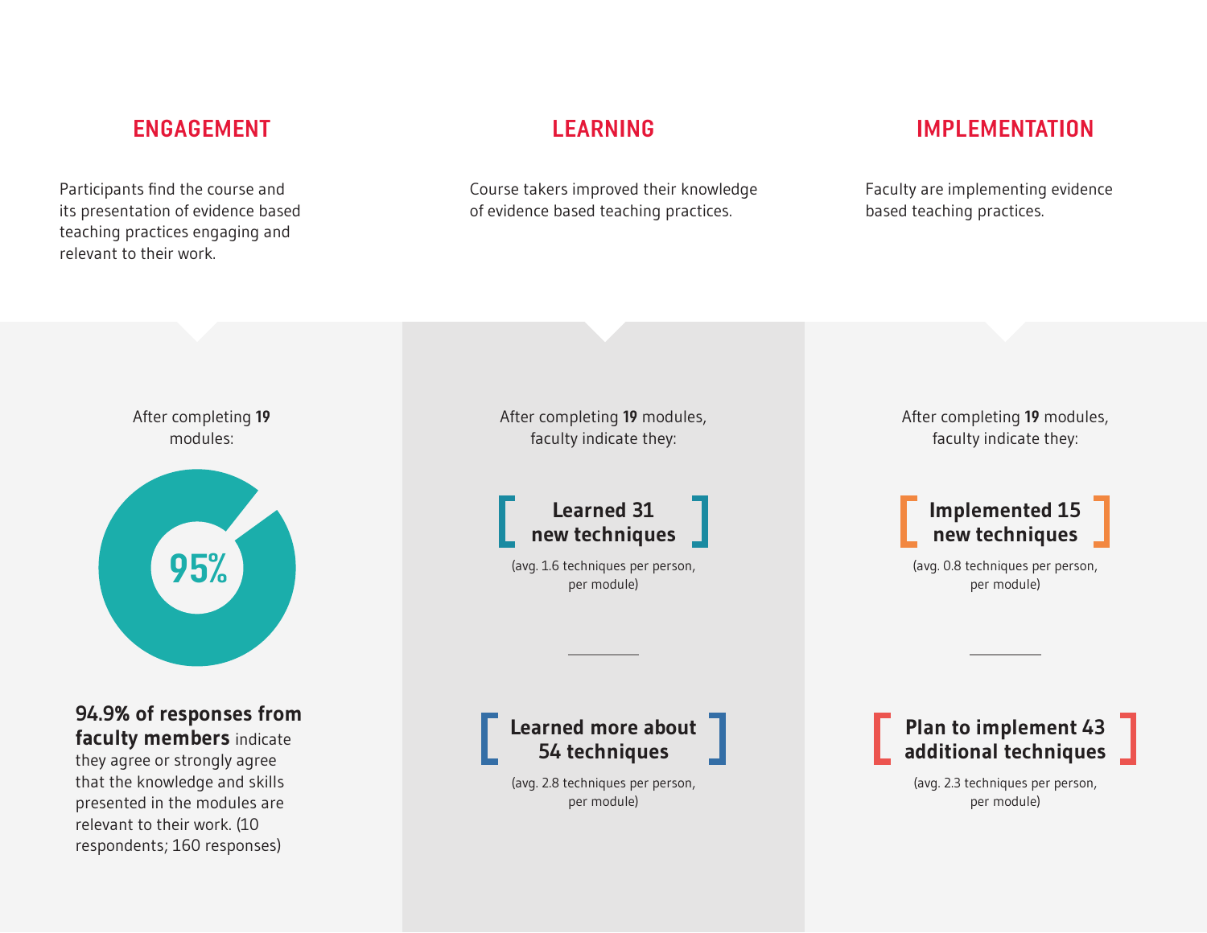## ENGAGEMENT

Participants find the course and its presentation of evidence based teaching practices engaging and relevant to their work.

After completing **19** modules:

95%

**94.9% of responses from faculty members** indicate they agree or strongly agree that the knowledge and skills presented in the modules are relevant to their work. (10 respondents; 160 responses)

## LEARNING

Course takers improved their knowledge of evidence based teaching practices.

After completing **19** modules, faculty indicate they:

**[ Learned 31 new techniques ]**

(avg. 1.6 techniques per person, per module)

**[ Learned more about 54 techniques ]**

(avg. 2.8 techniques per person, per module)

## IMPLEMENTATION

Faculty are implementing evidence based teaching practices.

After completing **19** modules, faculty indicate they:

**[ Implemented 15 new techniques ]**

(avg. 0.8 techniques per person, per module)

**[ Plan to implement 43 additional techniques ]**

(avg. 2.3 techniques per person, per module)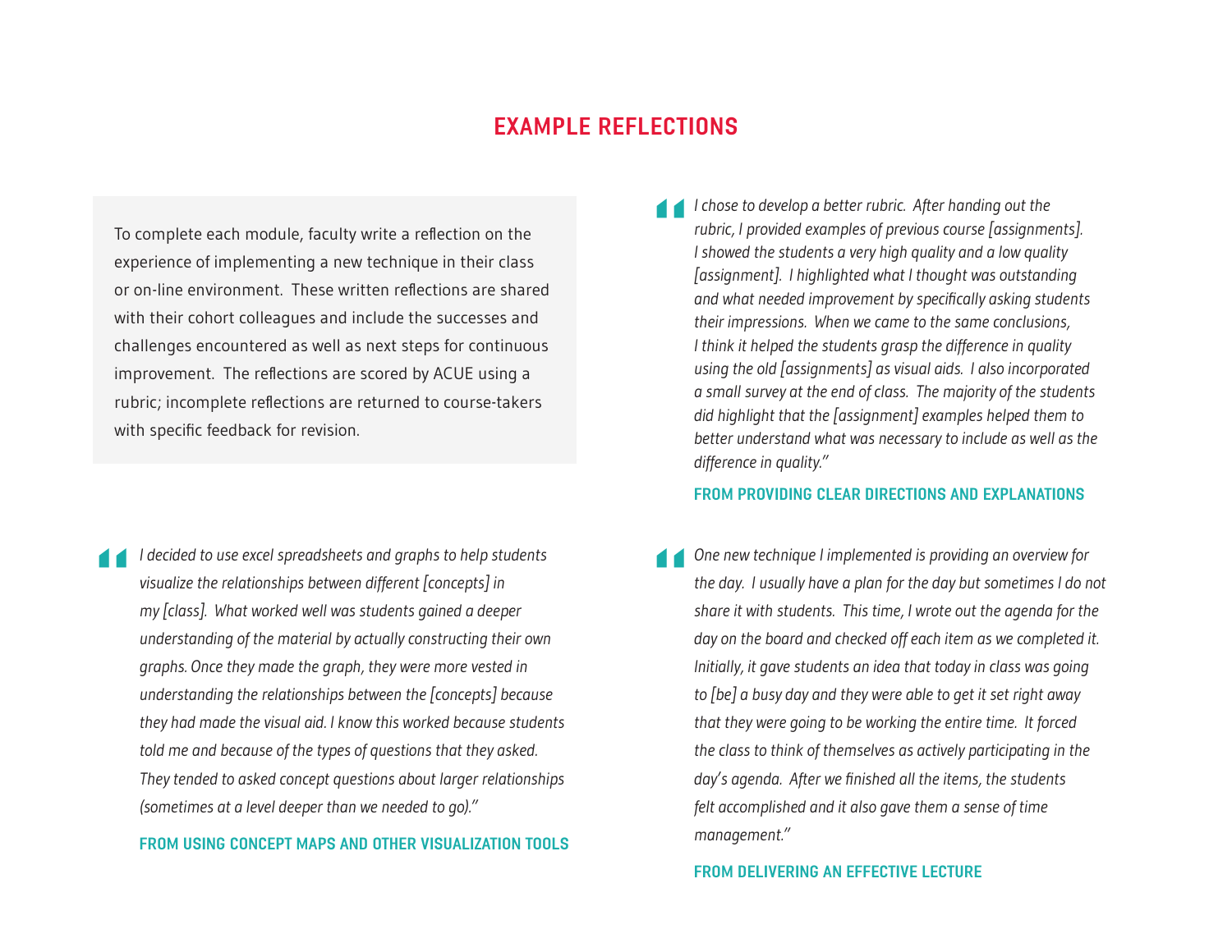## EXAMPLE REFLECTIONS

To complete each module, faculty write a reflection on the experience of implementing a new technique in their class or on-line environment. These written reflections are shared with their cohort colleagues and include the successes and challenges encountered as well as next steps for continuous improvement. The reflections are scored by ACUE using a rubric; incomplete reflections are returned to course-takers with specific feedback for revision.

> *I decided to use excel spreadsheets and graphs to help students visualize the relationships between different [concepts] in my [class]. What worked well was students gained a deeper understanding of the material by actually constructing their own graphs. Once they made the graph, they were more vested in understanding the relationships between the [concepts] because they had made the visual aid. I know this worked because students told me and because of the types of questions that they asked. They tended to asked concept questions about larger relationships (sometimes at a level deeper than we needed to go)."*
>
> **FROM USING CONCEPT MAPS AND OTHER VISUALIZATION TOOLS**

> *I chose to develop a better rubric. After handing out the rubric, I provided examples of previous course [assignments]. I showed the students a very high quality and a low quality [assignment]. I highlighted what I thought was outstanding and what needed improvement by specifically asking students their impressions. When we came to the same conclusions, I think it helped the students grasp the difference in quality using the old [assignments] as visual aids. I also incorporated a small survey at the end of class. The majority of the students did highlight that the [assignment] examples helped them to better understand what was necessary to include as well as the difference in quality."*
>
> **FROM PROVIDING CLEAR DIRECTIONS AND EXPLANATIONS**

> *One new technique I implemented is providing an overview for the day. I usually have a plan for the day but sometimes I do not share it with students. This time, I wrote out the agenda for the day on the board and checked off each item as we completed it. Initially, it gave students an idea that today in class was going to [be] a busy day and they were able to get it set right away that they were going to be working the entire time. It forced the class to think of themselves as actively participating in the day's agenda. After we finished all the items, the students felt accomplished and it also gave them a sense of time management."*
>
> **FROM DELIVERING AN EFFECTIVE LECTURE**